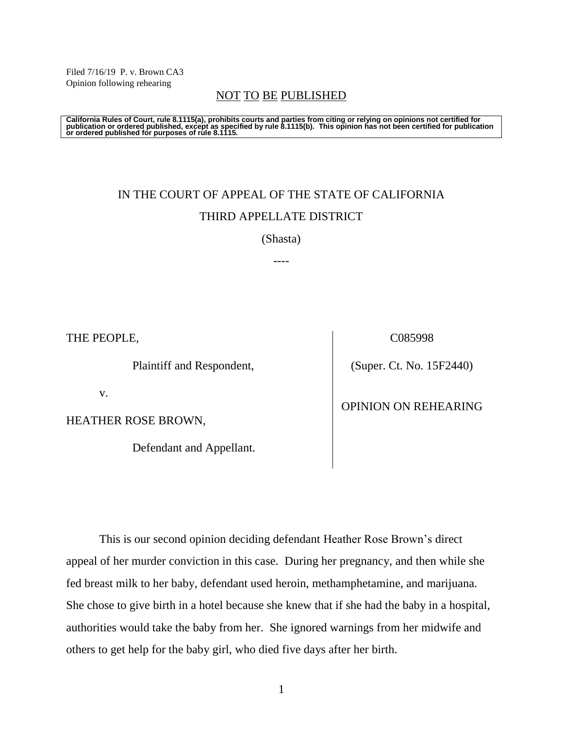Filed 7/16/19 P. v. Brown CA3
Opinion following rehearing

NOT TO BE PUBLISHED

**California Rules of Court, rule 8.1115(a), prohibits courts and parties from citing or relying on opinions not certified for publication or ordered published, except as specified by rule 8.1115(b). This opinion has not been certified for publication or ordered published for purposes of rule 8.1115.**

IN THE COURT OF APPEAL OF THE STATE OF CALIFORNIA

THIRD APPELLATE DISTRICT

(Shasta)

----

| | |
|---|---|
| THE PEOPLE,<br><br>Plaintiff and Respondent,<br><br>v.<br><br>HEATHER ROSE BROWN,<br><br>Defendant and Appellant. | C085998<br><br>(Super. Ct. No. 15F2440)<br><br>OPINION ON REHEARING |

This is our second opinion deciding defendant Heather Rose Brown's direct appeal of her murder conviction in this case. During her pregnancy, and then while she fed breast milk to her baby, defendant used heroin, methamphetamine, and marijuana. She chose to give birth in a hotel because she knew that if she had the baby in a hospital, authorities would take the baby from her. She ignored warnings from her midwife and others to get help for the baby girl, who died five days after her birth.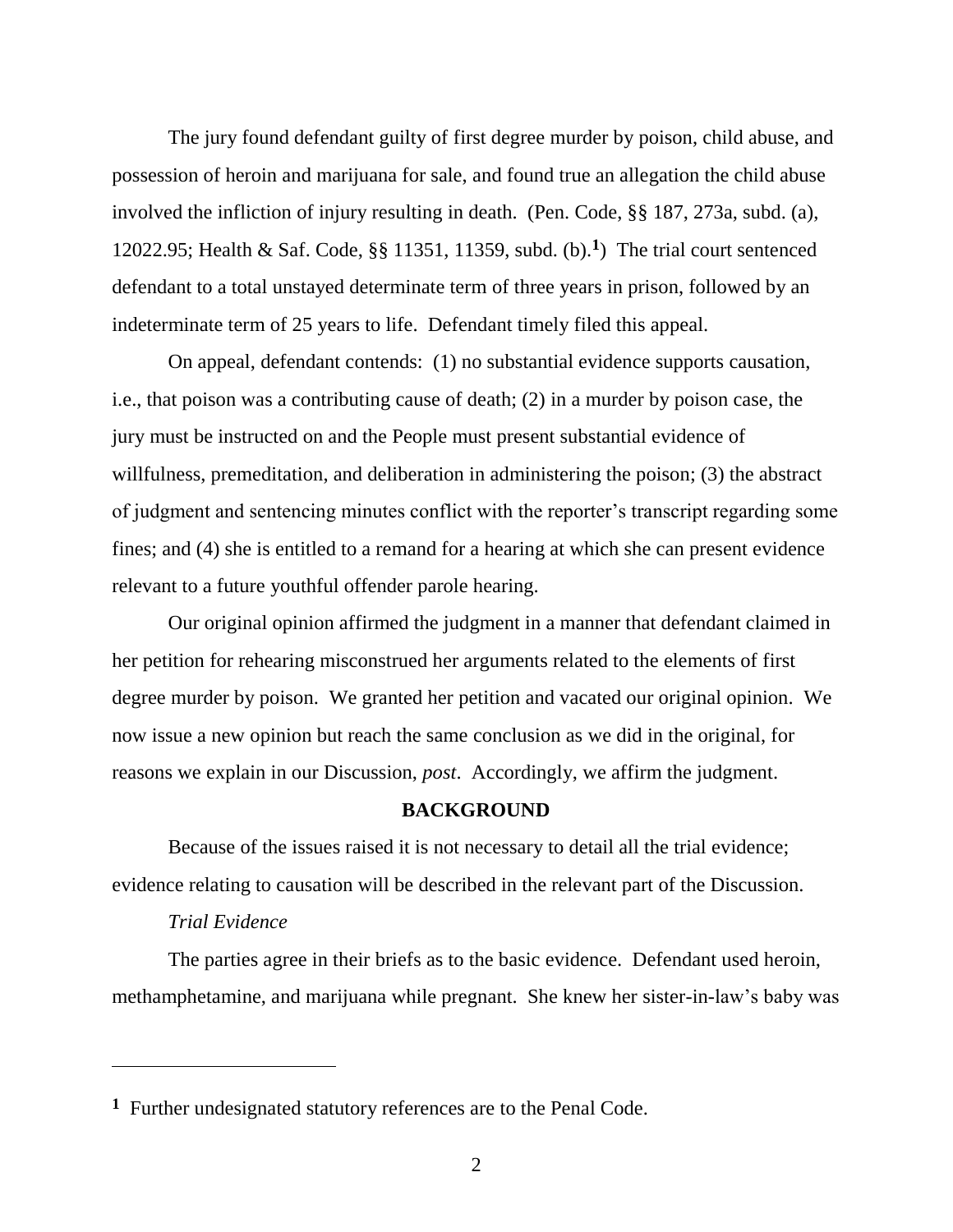The jury found defendant guilty of first degree murder by poison, child abuse, and possession of heroin and marijuana for sale, and found true an allegation the child abuse involved the infliction of injury resulting in death. (Pen. Code, §§ 187, 273a, subd. (a), 12022.95; Health & Saf. Code, §§ 11351, 11359, subd. (b).[1]) The trial court sentenced defendant to a total unstayed determinate term of three years in prison, followed by an indeterminate term of 25 years to life. Defendant timely filed this appeal.

On appeal, defendant contends: (1) no substantial evidence supports causation, i.e., that poison was a contributing cause of death; (2) in a murder by poison case, the jury must be instructed on and the People must present substantial evidence of willfulness, premeditation, and deliberation in administering the poison; (3) the abstract of judgment and sentencing minutes conflict with the reporter's transcript regarding some fines; and (4) she is entitled to a remand for a hearing at which she can present evidence relevant to a future youthful offender parole hearing.

Our original opinion affirmed the judgment in a manner that defendant claimed in her petition for rehearing misconstrued her arguments related to the elements of first degree murder by poison. We granted her petition and vacated our original opinion. We now issue a new opinion but reach the same conclusion as we did in the original, for reasons we explain in our Discussion, *post*. Accordingly, we affirm the judgment.

## BACKGROUND

Because of the issues raised it is not necessary to detail all the trial evidence; evidence relating to causation will be described in the relevant part of the Discussion.

*Trial Evidence*

The parties agree in their briefs as to the basic evidence. Defendant used heroin, methamphetamine, and marijuana while pregnant. She knew her sister-in-law's baby was

---

[1] Further undesignated statutory references are to the Penal Code.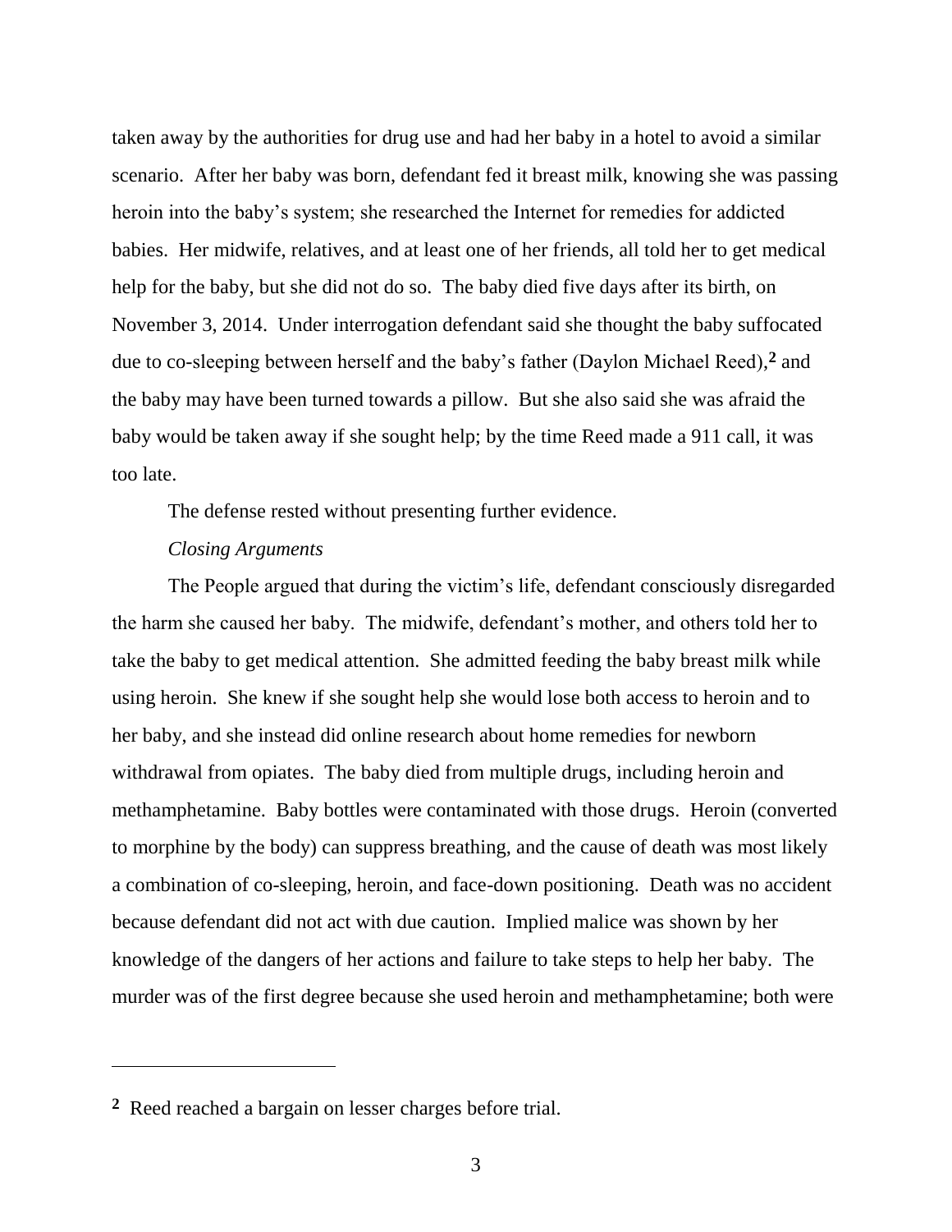taken away by the authorities for drug use and had her baby in a hotel to avoid a similar scenario. After her baby was born, defendant fed it breast milk, knowing she was passing heroin into the baby's system; she researched the Internet for remedies for addicted babies. Her midwife, relatives, and at least one of her friends, all told her to get medical help for the baby, but she did not do so. The baby died five days after its birth, on November 3, 2014. Under interrogation defendant said she thought the baby suffocated due to co-sleeping between herself and the baby's father (Daylon Michael Reed),[2] and the baby may have been turned towards a pillow. But she also said she was afraid the baby would be taken away if she sought help; by the time Reed made a 911 call, it was too late.

The defense rested without presenting further evidence.

*Closing Arguments*

The People argued that during the victim's life, defendant consciously disregarded the harm she caused her baby. The midwife, defendant's mother, and others told her to take the baby to get medical attention. She admitted feeding the baby breast milk while using heroin. She knew if she sought help she would lose both access to heroin and to her baby, and she instead did online research about home remedies for newborn withdrawal from opiates. The baby died from multiple drugs, including heroin and methamphetamine. Baby bottles were contaminated with those drugs. Heroin (converted to morphine by the body) can suppress breathing, and the cause of death was most likely a combination of co-sleeping, heroin, and face-down positioning. Death was no accident because defendant did not act with due caution. Implied malice was shown by her knowledge of the dangers of her actions and failure to take steps to help her baby. The murder was of the first degree because she used heroin and methamphetamine; both were

---

[2] Reed reached a bargain on lesser charges before trial.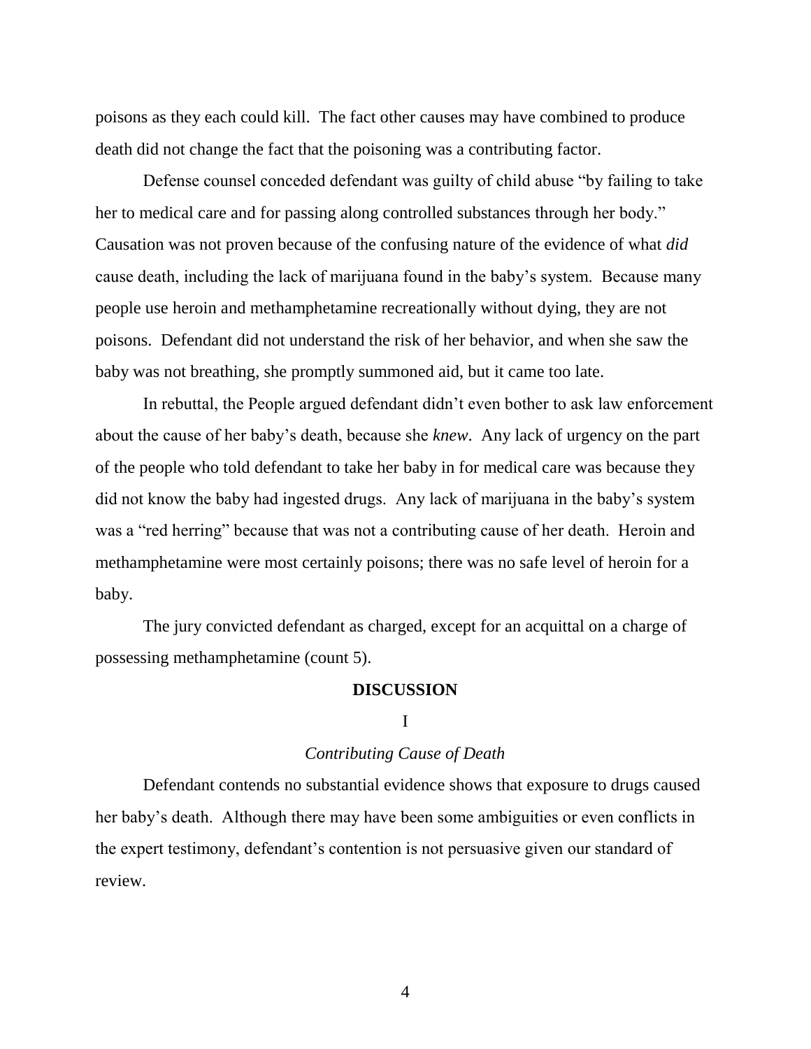poisons as they each could kill. The fact other causes may have combined to produce death did not change the fact that the poisoning was a contributing factor.

Defense counsel conceded defendant was guilty of child abuse "by failing to take her to medical care and for passing along controlled substances through her body." Causation was not proven because of the confusing nature of the evidence of what *did* cause death, including the lack of marijuana found in the baby's system. Because many people use heroin and methamphetamine recreationally without dying, they are not poisons. Defendant did not understand the risk of her behavior, and when she saw the baby was not breathing, she promptly summoned aid, but it came too late.

In rebuttal, the People argued defendant didn't even bother to ask law enforcement about the cause of her baby's death, because she *knew*. Any lack of urgency on the part of the people who told defendant to take her baby in for medical care was because they did not know the baby had ingested drugs. Any lack of marijuana in the baby's system was a "red herring" because that was not a contributing cause of her death. Heroin and methamphetamine were most certainly poisons; there was no safe level of heroin for a baby.

The jury convicted defendant as charged, except for an acquittal on a charge of possessing methamphetamine (count 5).

## DISCUSSION

### I

### *Contributing Cause of Death*

Defendant contends no substantial evidence shows that exposure to drugs caused her baby's death. Although there may have been some ambiguities or even conflicts in the expert testimony, defendant's contention is not persuasive given our standard of review.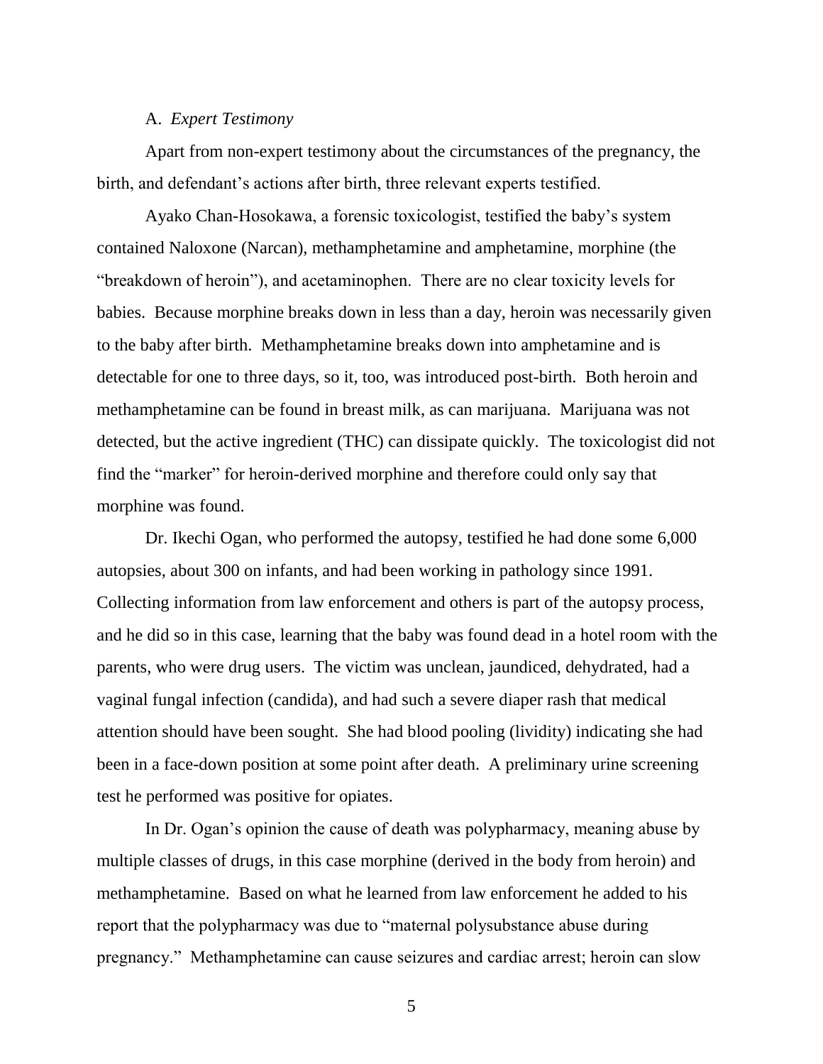A. *Expert Testimony*

Apart from non-expert testimony about the circumstances of the pregnancy, the birth, and defendant's actions after birth, three relevant experts testified.

Ayako Chan-Hosokawa, a forensic toxicologist, testified the baby's system contained Naloxone (Narcan), methamphetamine and amphetamine, morphine (the "breakdown of heroin"), and acetaminophen. There are no clear toxicity levels for babies. Because morphine breaks down in less than a day, heroin was necessarily given to the baby after birth. Methamphetamine breaks down into amphetamine and is detectable for one to three days, so it, too, was introduced post-birth. Both heroin and methamphetamine can be found in breast milk, as can marijuana. Marijuana was not detected, but the active ingredient (THC) can dissipate quickly. The toxicologist did not find the "marker" for heroin-derived morphine and therefore could only say that morphine was found.

Dr. Ikechi Ogan, who performed the autopsy, testified he had done some 6,000 autopsies, about 300 on infants, and had been working in pathology since 1991. Collecting information from law enforcement and others is part of the autopsy process, and he did so in this case, learning that the baby was found dead in a hotel room with the parents, who were drug users. The victim was unclean, jaundiced, dehydrated, had a vaginal fungal infection (candida), and had such a severe diaper rash that medical attention should have been sought. She had blood pooling (lividity) indicating she had been in a face-down position at some point after death. A preliminary urine screening test he performed was positive for opiates.

In Dr. Ogan's opinion the cause of death was polypharmacy, meaning abuse by multiple classes of drugs, in this case morphine (derived in the body from heroin) and methamphetamine. Based on what he learned from law enforcement he added to his report that the polypharmacy was due to "maternal polysubstance abuse during pregnancy." Methamphetamine can cause seizures and cardiac arrest; heroin can slow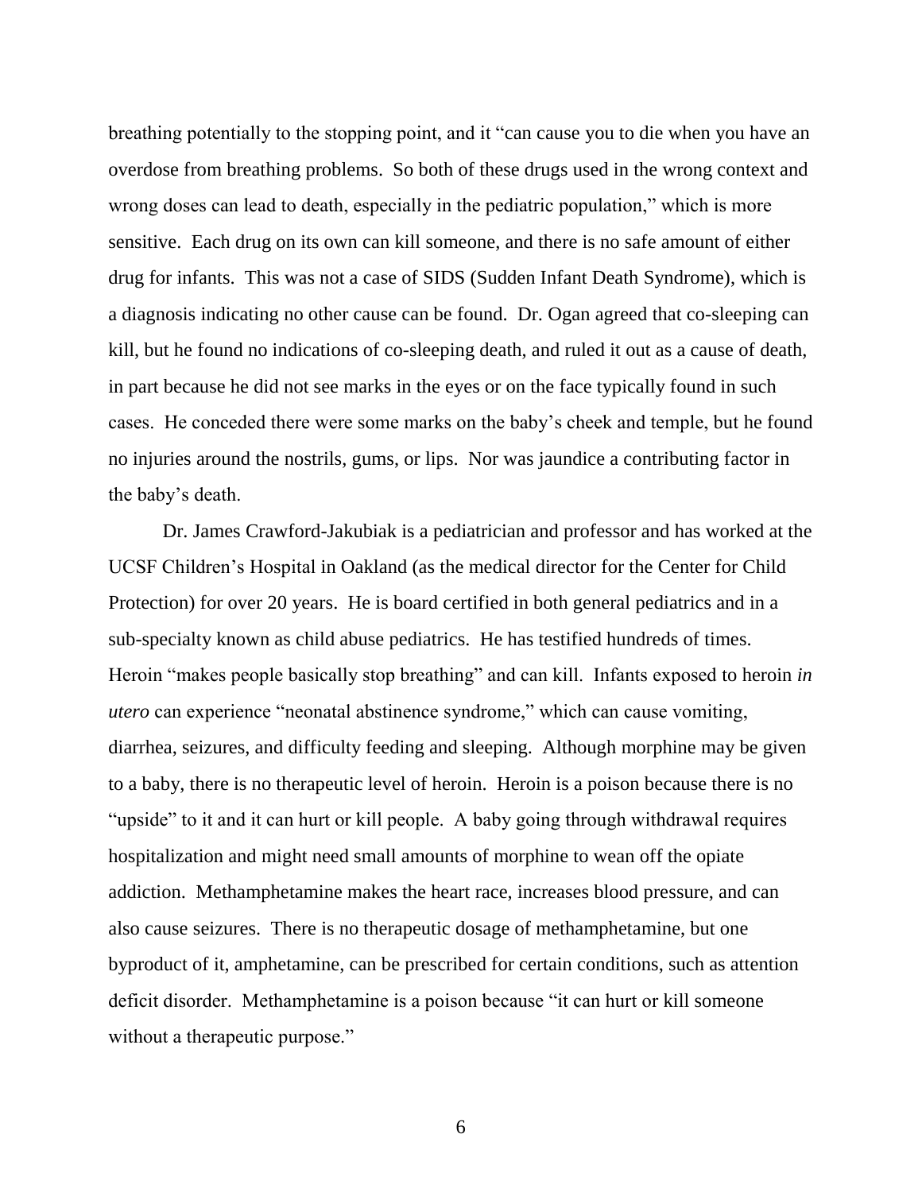breathing potentially to the stopping point, and it "can cause you to die when you have an overdose from breathing problems. So both of these drugs used in the wrong context and wrong doses can lead to death, especially in the pediatric population," which is more sensitive. Each drug on its own can kill someone, and there is no safe amount of either drug for infants. This was not a case of SIDS (Sudden Infant Death Syndrome), which is a diagnosis indicating no other cause can be found. Dr. Ogan agreed that co-sleeping can kill, but he found no indications of co-sleeping death, and ruled it out as a cause of death, in part because he did not see marks in the eyes or on the face typically found in such cases. He conceded there were some marks on the baby's cheek and temple, but he found no injuries around the nostrils, gums, or lips. Nor was jaundice a contributing factor in the baby's death.

Dr. James Crawford-Jakubiak is a pediatrician and professor and has worked at the UCSF Children's Hospital in Oakland (as the medical director for the Center for Child Protection) for over 20 years. He is board certified in both general pediatrics and in a sub-specialty known as child abuse pediatrics. He has testified hundreds of times. Heroin "makes people basically stop breathing" and can kill. Infants exposed to heroin *in utero* can experience "neonatal abstinence syndrome," which can cause vomiting, diarrhea, seizures, and difficulty feeding and sleeping. Although morphine may be given to a baby, there is no therapeutic level of heroin. Heroin is a poison because there is no "upside" to it and it can hurt or kill people. A baby going through withdrawal requires hospitalization and might need small amounts of morphine to wean off the opiate addiction. Methamphetamine makes the heart race, increases blood pressure, and can also cause seizures. There is no therapeutic dosage of methamphetamine, but one byproduct of it, amphetamine, can be prescribed for certain conditions, such as attention deficit disorder. Methamphetamine is a poison because "it can hurt or kill someone without a therapeutic purpose."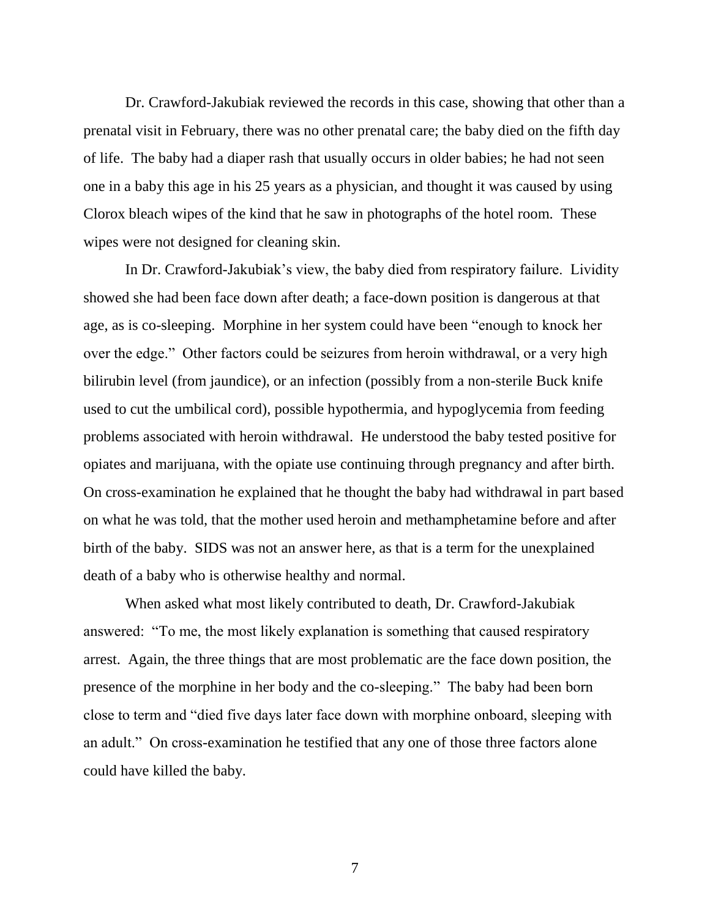Dr. Crawford-Jakubiak reviewed the records in this case, showing that other than a prenatal visit in February, there was no other prenatal care; the baby died on the fifth day of life. The baby had a diaper rash that usually occurs in older babies; he had not seen one in a baby this age in his 25 years as a physician, and thought it was caused by using Clorox bleach wipes of the kind that he saw in photographs of the hotel room. These wipes were not designed for cleaning skin.

In Dr. Crawford-Jakubiak's view, the baby died from respiratory failure. Lividity showed she had been face down after death; a face-down position is dangerous at that age, as is co-sleeping. Morphine in her system could have been "enough to knock her over the edge." Other factors could be seizures from heroin withdrawal, or a very high bilirubin level (from jaundice), or an infection (possibly from a non-sterile Buck knife used to cut the umbilical cord), possible hypothermia, and hypoglycemia from feeding problems associated with heroin withdrawal. He understood the baby tested positive for opiates and marijuana, with the opiate use continuing through pregnancy and after birth. On cross-examination he explained that he thought the baby had withdrawal in part based on what he was told, that the mother used heroin and methamphetamine before and after birth of the baby. SIDS was not an answer here, as that is a term for the unexplained death of a baby who is otherwise healthy and normal.

When asked what most likely contributed to death, Dr. Crawford-Jakubiak answered: "To me, the most likely explanation is something that caused respiratory arrest. Again, the three things that are most problematic are the face down position, the presence of the morphine in her body and the co-sleeping." The baby had been born close to term and "died five days later face down with morphine onboard, sleeping with an adult." On cross-examination he testified that any one of those three factors alone could have killed the baby.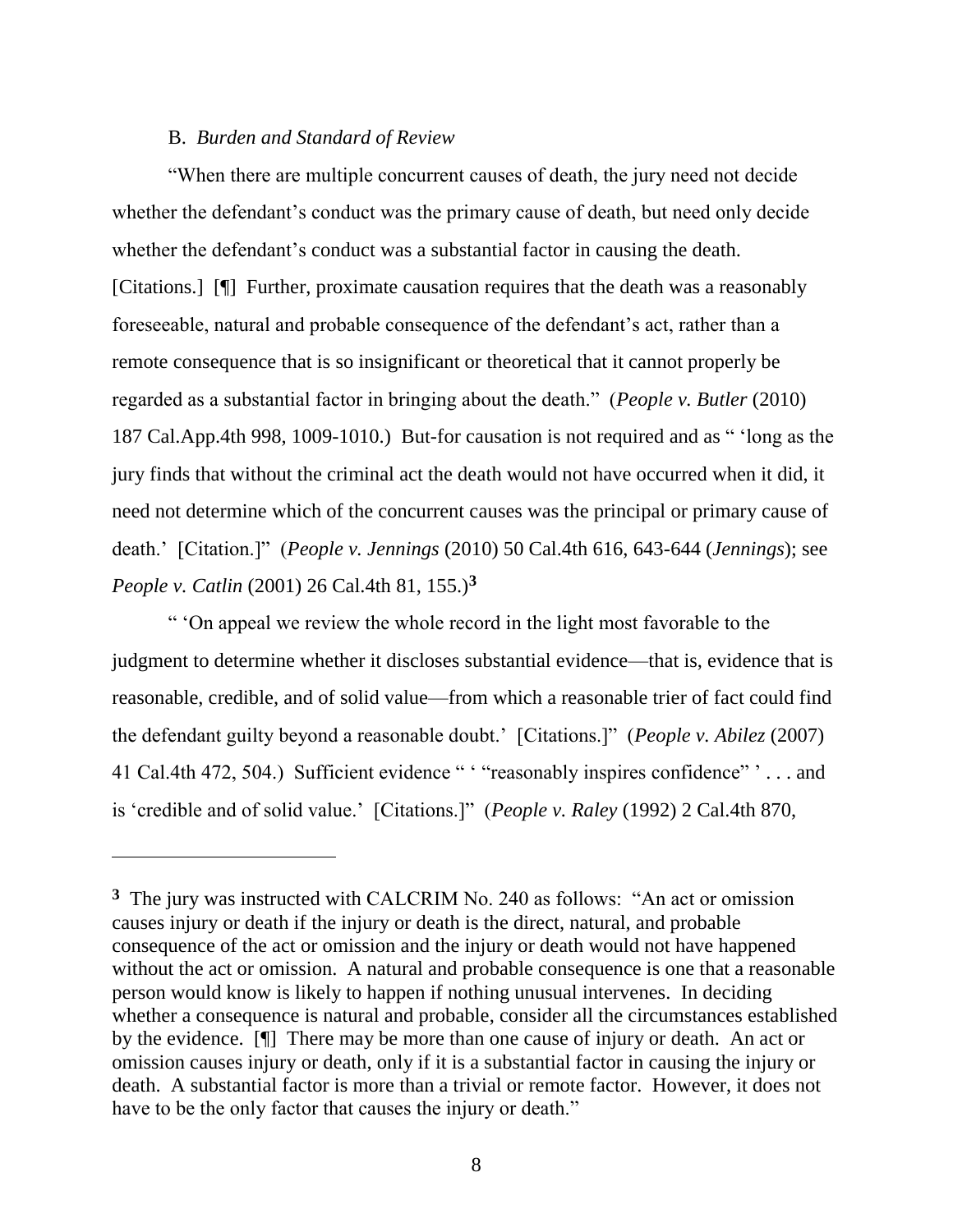B. *Burden and Standard of Review*

"When there are multiple concurrent causes of death, the jury need not decide whether the defendant's conduct was the primary cause of death, but need only decide whether the defendant's conduct was a substantial factor in causing the death. [Citations.] [¶] Further, proximate causation requires that the death was a reasonably foreseeable, natural and probable consequence of the defendant's act, rather than a remote consequence that is so insignificant or theoretical that it cannot properly be regarded as a substantial factor in bringing about the death." (*People v. Butler* (2010) 187 Cal.App.4th 998, 1009-1010.) But-for causation is not required and as " 'long as the jury finds that without the criminal act the death would not have occurred when it did, it need not determine which of the concurrent causes was the principal or primary cause of death.' [Citation.]" (*People v. Jennings* (2010) 50 Cal.4th 616, 643-644 (*Jennings*); see *People v. Catlin* (2001) 26 Cal.4th 81, 155.)[3]

" 'On appeal we review the whole record in the light most favorable to the judgment to determine whether it discloses substantial evidence—that is, evidence that is reasonable, credible, and of solid value—from which a reasonable trier of fact could find the defendant guilty beyond a reasonable doubt.' [Citations.]" (*People v. Abilez* (2007) 41 Cal.4th 472, 504.) Sufficient evidence " ' "reasonably inspires confidence" ' . . . and is 'credible and of solid value.' [Citations.]" (*People v. Raley* (1992) 2 Cal.4th 870,

---

**3** The jury was instructed with CALCRIM No. 240 as follows: "An act or omission causes injury or death if the injury or death is the direct, natural, and probable consequence of the act or omission and the injury or death would not have happened without the act or omission. A natural and probable consequence is one that a reasonable person would know is likely to happen if nothing unusual intervenes. In deciding whether a consequence is natural and probable, consider all the circumstances established by the evidence. [¶] There may be more than one cause of injury or death. An act or omission causes injury or death, only if it is a substantial factor in causing the injury or death. A substantial factor is more than a trivial or remote factor. However, it does not have to be the only factor that causes the injury or death."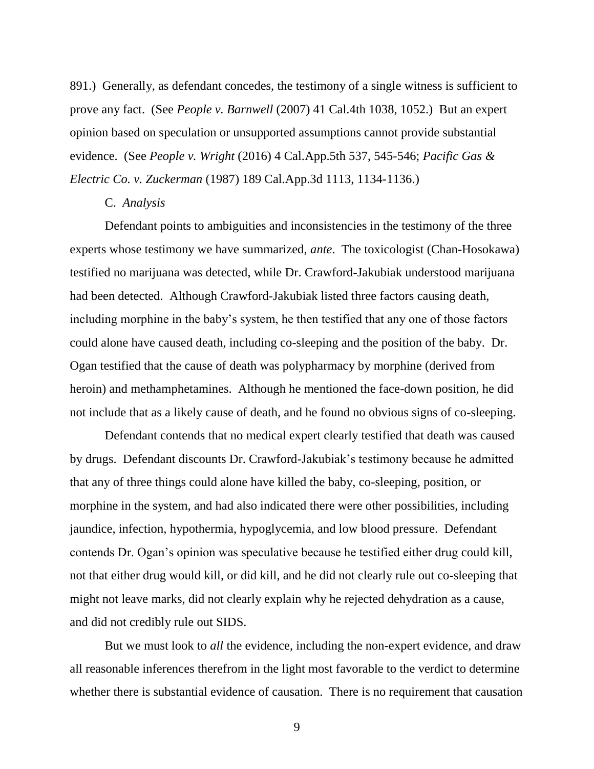891.) Generally, as defendant concedes, the testimony of a single witness is sufficient to prove any fact. (See *People v. Barnwell* (2007) 41 Cal.4th 1038, 1052.) But an expert opinion based on speculation or unsupported assumptions cannot provide substantial evidence. (See *People v. Wright* (2016) 4 Cal.App.5th 537, 545-546; *Pacific Gas & Electric Co. v. Zuckerman* (1987) 189 Cal.App.3d 1113, 1134-1136.)

C. *Analysis*

Defendant points to ambiguities and inconsistencies in the testimony of the three experts whose testimony we have summarized, *ante*. The toxicologist (Chan-Hosokawa) testified no marijuana was detected, while Dr. Crawford-Jakubiak understood marijuana had been detected. Although Crawford-Jakubiak listed three factors causing death, including morphine in the baby's system, he then testified that any one of those factors could alone have caused death, including co-sleeping and the position of the baby. Dr. Ogan testified that the cause of death was polypharmacy by morphine (derived from heroin) and methamphetamines. Although he mentioned the face-down position, he did not include that as a likely cause of death, and he found no obvious signs of co-sleeping.

Defendant contends that no medical expert clearly testified that death was caused by drugs. Defendant discounts Dr. Crawford-Jakubiak's testimony because he admitted that any of three things could alone have killed the baby, co-sleeping, position, or morphine in the system, and had also indicated there were other possibilities, including jaundice, infection, hypothermia, hypoglycemia, and low blood pressure. Defendant contends Dr. Ogan's opinion was speculative because he testified either drug could kill, not that either drug would kill, or did kill, and he did not clearly rule out co-sleeping that might not leave marks, did not clearly explain why he rejected dehydration as a cause, and did not credibly rule out SIDS.

But we must look to *all* the evidence, including the non-expert evidence, and draw all reasonable inferences therefrom in the light most favorable to the verdict to determine whether there is substantial evidence of causation. There is no requirement that causation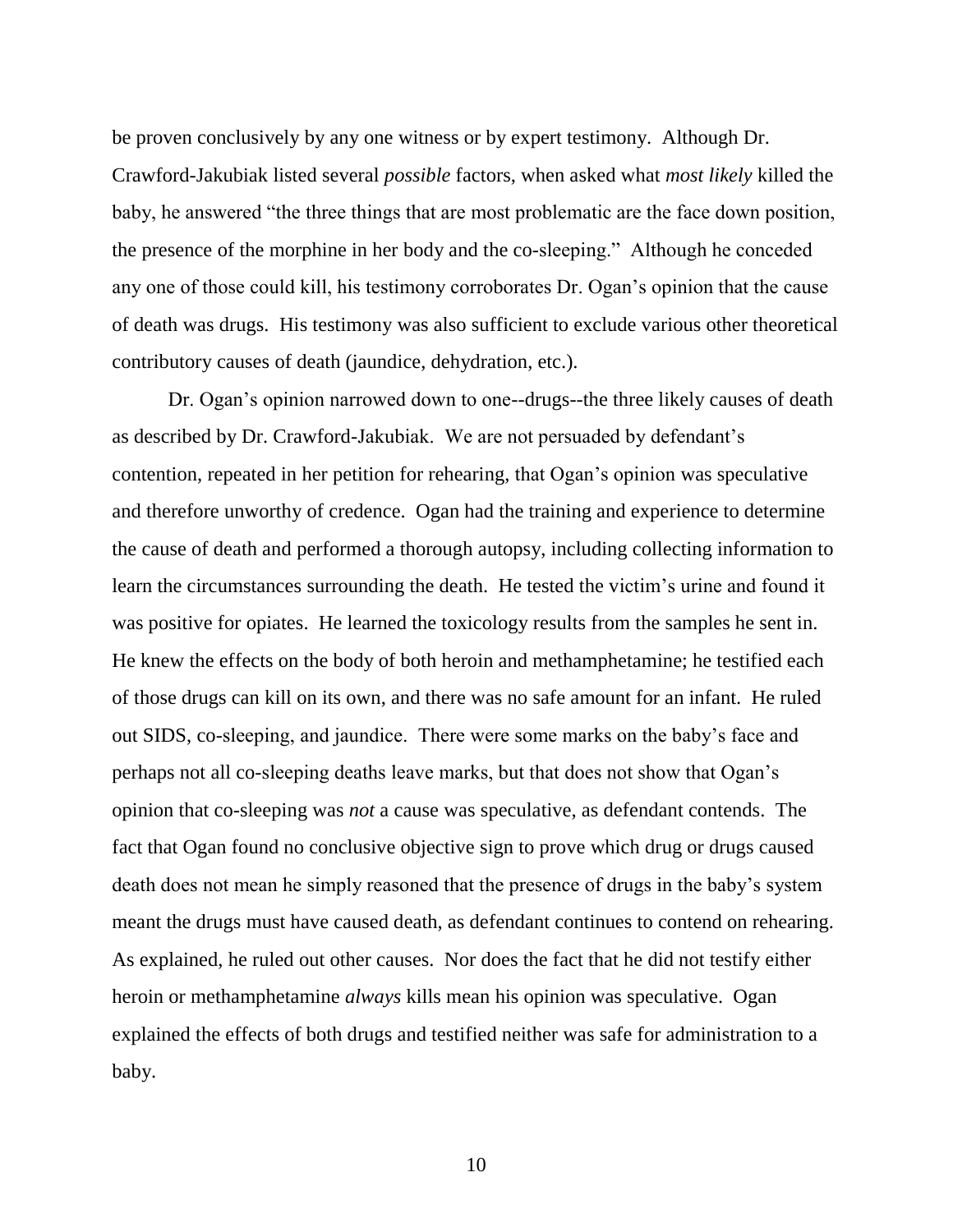be proven conclusively by any one witness or by expert testimony. Although Dr. Crawford-Jakubiak listed several *possible* factors, when asked what *most likely* killed the baby, he answered "the three things that are most problematic are the face down position, the presence of the morphine in her body and the co-sleeping." Although he conceded any one of those could kill, his testimony corroborates Dr. Ogan's opinion that the cause of death was drugs. His testimony was also sufficient to exclude various other theoretical contributory causes of death (jaundice, dehydration, etc.).

Dr. Ogan's opinion narrowed down to one--drugs--the three likely causes of death as described by Dr. Crawford-Jakubiak. We are not persuaded by defendant's contention, repeated in her petition for rehearing, that Ogan's opinion was speculative and therefore unworthy of credence. Ogan had the training and experience to determine the cause of death and performed a thorough autopsy, including collecting information to learn the circumstances surrounding the death. He tested the victim's urine and found it was positive for opiates. He learned the toxicology results from the samples he sent in. He knew the effects on the body of both heroin and methamphetamine; he testified each of those drugs can kill on its own, and there was no safe amount for an infant. He ruled out SIDS, co-sleeping, and jaundice. There were some marks on the baby's face and perhaps not all co-sleeping deaths leave marks, but that does not show that Ogan's opinion that co-sleeping was *not* a cause was speculative, as defendant contends. The fact that Ogan found no conclusive objective sign to prove which drug or drugs caused death does not mean he simply reasoned that the presence of drugs in the baby's system meant the drugs must have caused death, as defendant continues to contend on rehearing. As explained, he ruled out other causes. Nor does the fact that he did not testify either heroin or methamphetamine *always* kills mean his opinion was speculative. Ogan explained the effects of both drugs and testified neither was safe for administration to a baby.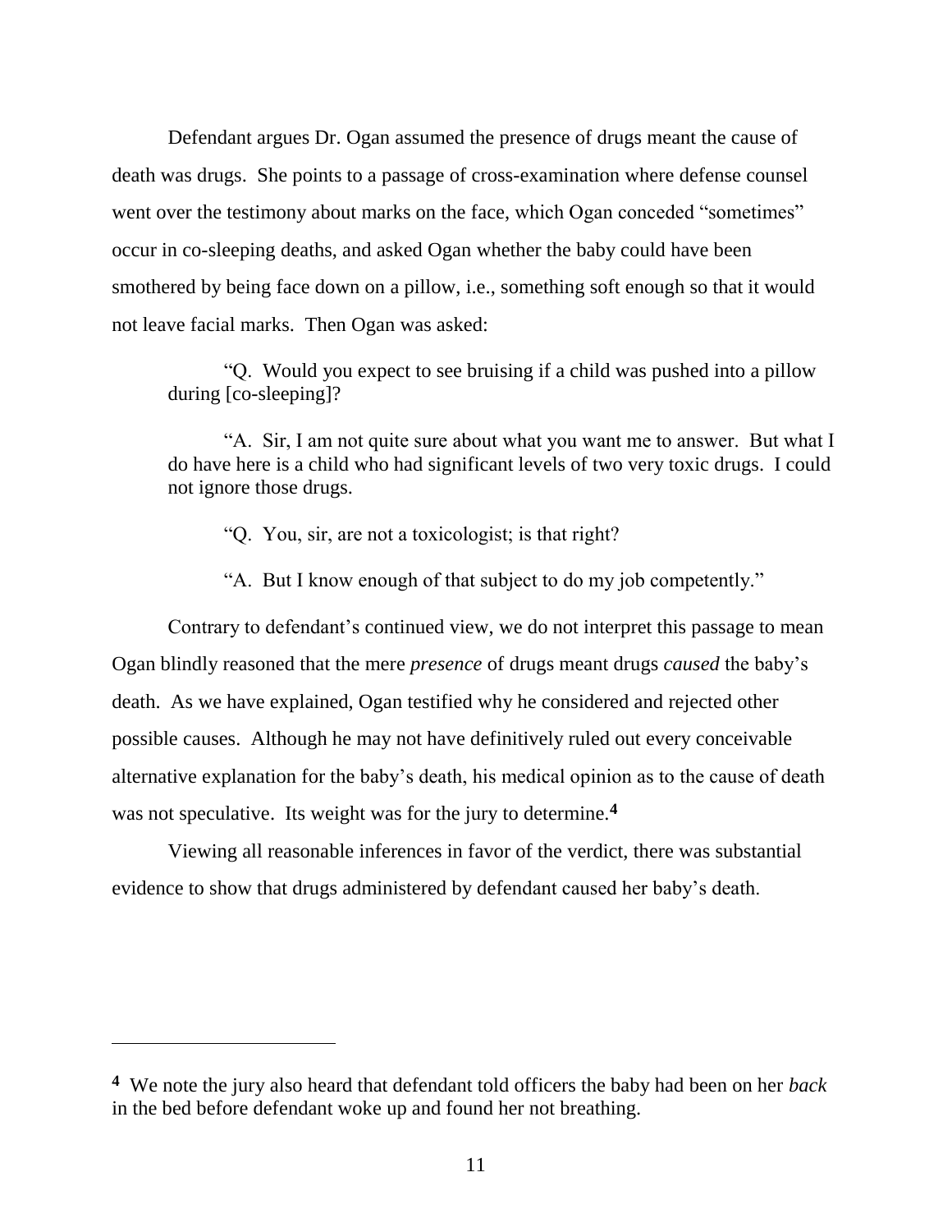Defendant argues Dr. Ogan assumed the presence of drugs meant the cause of death was drugs. She points to a passage of cross-examination where defense counsel went over the testimony about marks on the face, which Ogan conceded "sometimes" occur in co-sleeping deaths, and asked Ogan whether the baby could have been smothered by being face down on a pillow, i.e., something soft enough so that it would not leave facial marks. Then Ogan was asked:

> "Q. Would you expect to see bruising if a child was pushed into a pillow during [co-sleeping]?
>
> "A. Sir, I am not quite sure about what you want me to answer. But what I do have here is a child who had significant levels of two very toxic drugs. I could not ignore those drugs.
>
> "Q. You, sir, are not a toxicologist; is that right?
>
> "A. But I know enough of that subject to do my job competently."

Contrary to defendant's continued view, we do not interpret this passage to mean Ogan blindly reasoned that the mere *presence* of drugs meant drugs *caused* the baby's death. As we have explained, Ogan testified why he considered and rejected other possible causes. Although he may not have definitively ruled out every conceivable alternative explanation for the baby's death, his medical opinion as to the cause of death was not speculative. Its weight was for the jury to determine.[4]

Viewing all reasonable inferences in favor of the verdict, there was substantial evidence to show that drugs administered by defendant caused her baby's death.

---

**4** We note the jury also heard that defendant told officers the baby had been on her *back* in the bed before defendant woke up and found her not breathing.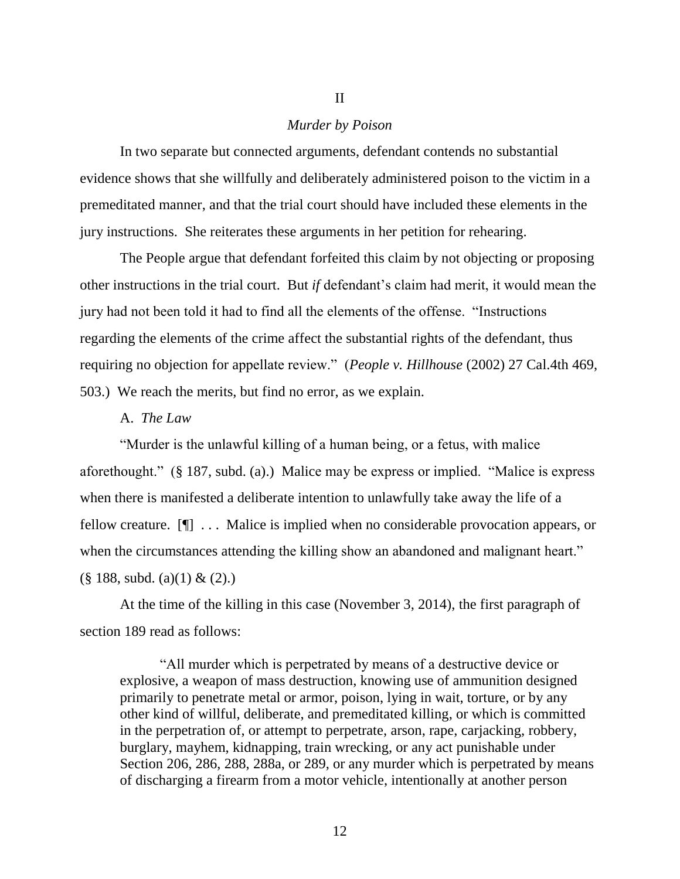## II

### *Murder by Poison*

In two separate but connected arguments, defendant contends no substantial evidence shows that she willfully and deliberately administered poison to the victim in a premeditated manner, and that the trial court should have included these elements in the jury instructions. She reiterates these arguments in her petition for rehearing.

The People argue that defendant forfeited this claim by not objecting or proposing other instructions in the trial court. But *if* defendant's claim had merit, it would mean the jury had not been told it had to find all the elements of the offense. "Instructions regarding the elements of the crime affect the substantial rights of the defendant, thus requiring no objection for appellate review." (*People v. Hillhouse* (2002) 27 Cal.4th 469, 503.) We reach the merits, but find no error, as we explain.

A. *The Law*

"Murder is the unlawful killing of a human being, or a fetus, with malice aforethought." (§ 187, subd. (a).) Malice may be express or implied. "Malice is express when there is manifested a deliberate intention to unlawfully take away the life of a fellow creature. [¶] . . . Malice is implied when no considerable provocation appears, or when the circumstances attending the killing show an abandoned and malignant heart." (§ 188, subd. (a)(1) & (2).)

At the time of the killing in this case (November 3, 2014), the first paragraph of section 189 read as follows:

> "All murder which is perpetrated by means of a destructive device or explosive, a weapon of mass destruction, knowing use of ammunition designed primarily to penetrate metal or armor, poison, lying in wait, torture, or by any other kind of willful, deliberate, and premeditated killing, or which is committed in the perpetration of, or attempt to perpetrate, arson, rape, carjacking, robbery, burglary, mayhem, kidnapping, train wrecking, or any act punishable under Section 206, 286, 288, 288a, or 289, or any murder which is perpetrated by means of discharging a firearm from a motor vehicle, intentionally at another person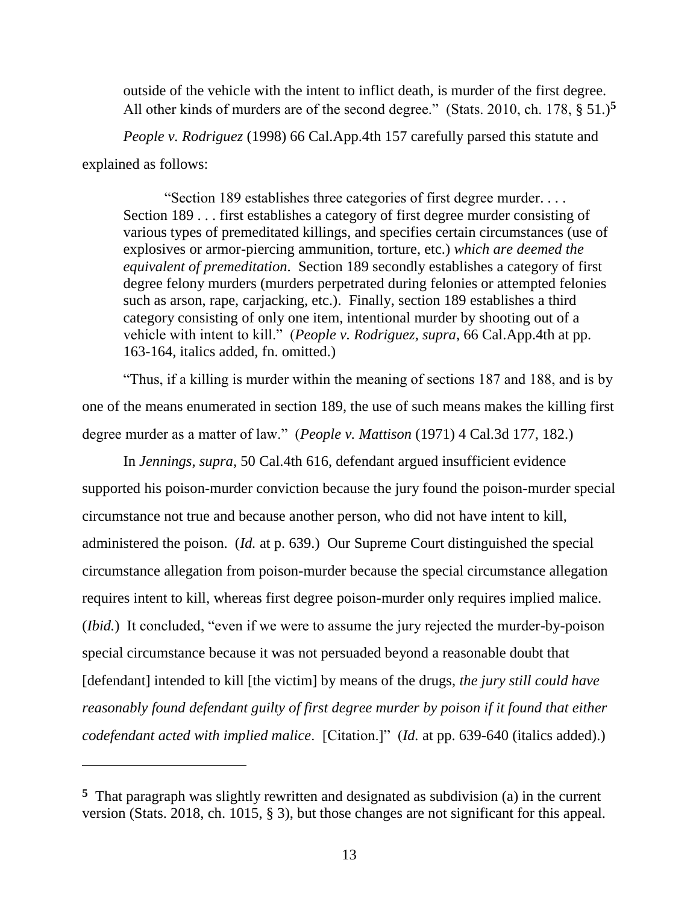outside of the vehicle with the intent to inflict death, is murder of the first degree. All other kinds of murders are of the second degree." (Stats. 2010, ch. 178, § 51.)[5]

*People v. Rodriguez* (1998) 66 Cal.App.4th 157 carefully parsed this statute and explained as follows:

> "Section 189 establishes three categories of first degree murder. . . . Section 189 . . . first establishes a category of first degree murder consisting of various types of premeditated killings, and specifies certain circumstances (use of explosives or armor-piercing ammunition, torture, etc.) *which are deemed the equivalent of premeditation*. Section 189 secondly establishes a category of first degree felony murders (murders perpetrated during felonies or attempted felonies such as arson, rape, carjacking, etc.). Finally, section 189 establishes a third category consisting of only one item, intentional murder by shooting out of a vehicle with intent to kill." (*People v. Rodriguez*, *supra*, 66 Cal.App.4th at pp. 163-164, italics added, fn. omitted.)

"Thus, if a killing is murder within the meaning of sections 187 and 188, and is by one of the means enumerated in section 189, the use of such means makes the killing first degree murder as a matter of law." (*People v. Mattison* (1971) 4 Cal.3d 177, 182.)

In *Jennings, supra,* 50 Cal.4th 616, defendant argued insufficient evidence supported his poison-murder conviction because the jury found the poison-murder special circumstance not true and because another person, who did not have intent to kill, administered the poison. (*Id.* at p. 639.) Our Supreme Court distinguished the special circumstance allegation from poison-murder because the special circumstance allegation requires intent to kill, whereas first degree poison-murder only requires implied malice. (*Ibid.*) It concluded, "even if we were to assume the jury rejected the murder-by-poison special circumstance because it was not persuaded beyond a reasonable doubt that [defendant] intended to kill [the victim] by means of the drugs, *the jury still could have reasonably found defendant guilty of first degree murder by poison if it found that either codefendant acted with implied malice*. [Citation.]" (*Id.* at pp. 639-640 (italics added).)

---

[5] That paragraph was slightly rewritten and designated as subdivision (a) in the current version (Stats. 2018, ch. 1015, § 3), but those changes are not significant for this appeal.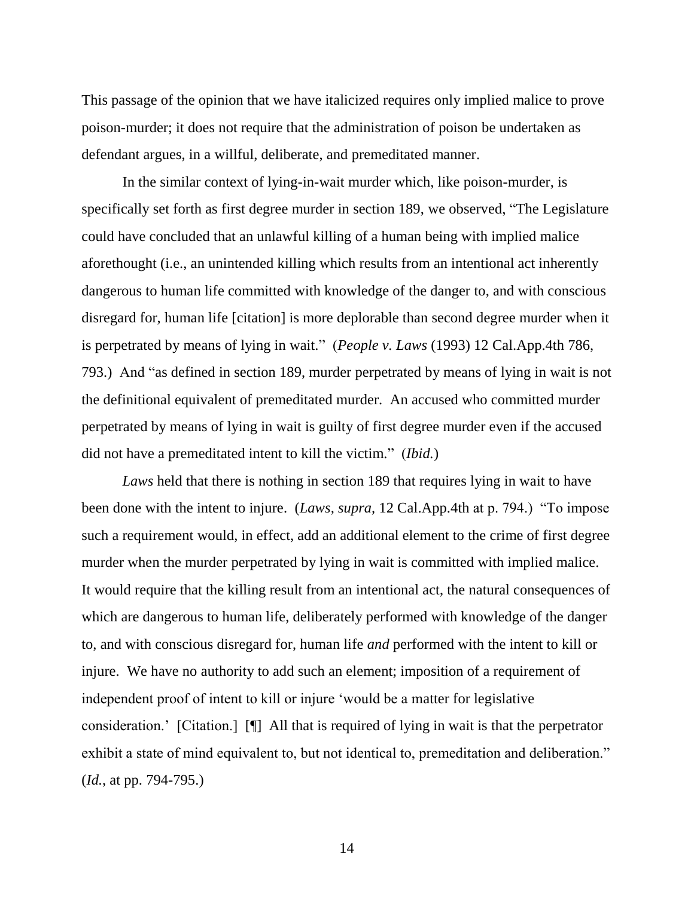This passage of the opinion that we have italicized requires only implied malice to prove poison-murder; it does not require that the administration of poison be undertaken as defendant argues, in a willful, deliberate, and premeditated manner.

In the similar context of lying-in-wait murder which, like poison-murder, is specifically set forth as first degree murder in section 189, we observed, "The Legislature could have concluded that an unlawful killing of a human being with implied malice aforethought (i.e., an unintended killing which results from an intentional act inherently dangerous to human life committed with knowledge of the danger to, and with conscious disregard for, human life [citation] is more deplorable than second degree murder when it is perpetrated by means of lying in wait." (*People v. Laws* (1993) 12 Cal.App.4th 786, 793.) And "as defined in section 189, murder perpetrated by means of lying in wait is not the definitional equivalent of premeditated murder. An accused who committed murder perpetrated by means of lying in wait is guilty of first degree murder even if the accused did not have a premeditated intent to kill the victim." (*Ibid.*)

*Laws* held that there is nothing in section 189 that requires lying in wait to have been done with the intent to injure. (*Laws, supra,* 12 Cal.App.4th at p. 794.) "To impose such a requirement would, in effect, add an additional element to the crime of first degree murder when the murder perpetrated by lying in wait is committed with implied malice. It would require that the killing result from an intentional act, the natural consequences of which are dangerous to human life, deliberately performed with knowledge of the danger to, and with conscious disregard for, human life *and* performed with the intent to kill or injure. We have no authority to add such an element; imposition of a requirement of independent proof of intent to kill or injure 'would be a matter for legislative consideration.' [Citation.] [¶] All that is required of lying in wait is that the perpetrator exhibit a state of mind equivalent to, but not identical to, premeditation and deliberation." (*Id.*, at pp. 794-795.)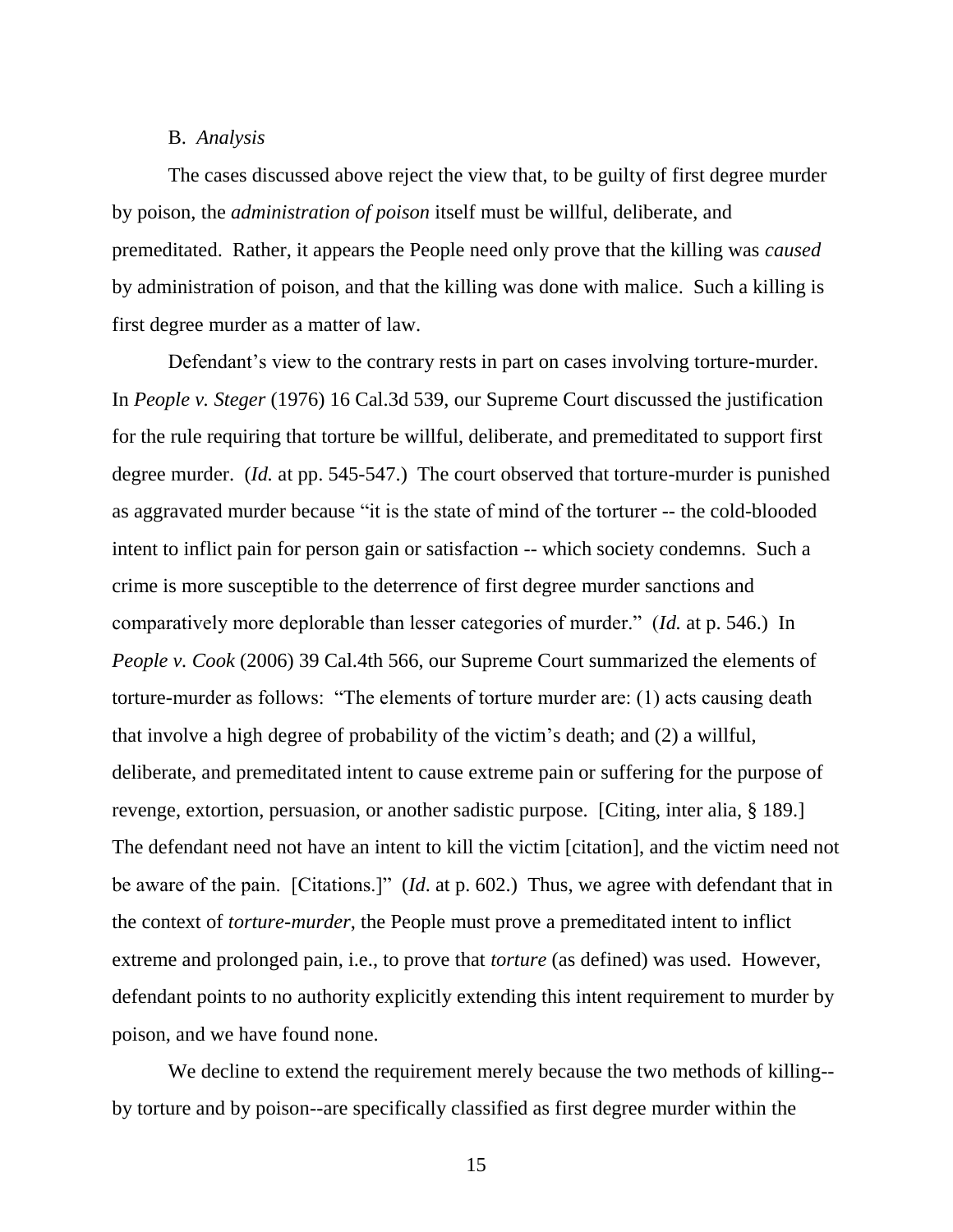B. *Analysis*

The cases discussed above reject the view that, to be guilty of first degree murder by poison, the *administration of poison* itself must be willful, deliberate, and premeditated. Rather, it appears the People need only prove that the killing was *caused* by administration of poison, and that the killing was done with malice. Such a killing is first degree murder as a matter of law.

Defendant's view to the contrary rests in part on cases involving torture-murder. In *People v. Steger* (1976) 16 Cal.3d 539, our Supreme Court discussed the justification for the rule requiring that torture be willful, deliberate, and premeditated to support first degree murder. (*Id.* at pp. 545-547.) The court observed that torture-murder is punished as aggravated murder because "it is the state of mind of the torturer -- the cold-blooded intent to inflict pain for person gain or satisfaction -- which society condemns. Such a crime is more susceptible to the deterrence of first degree murder sanctions and comparatively more deplorable than lesser categories of murder." (*Id.* at p. 546.) In *People v. Cook* (2006) 39 Cal.4th 566, our Supreme Court summarized the elements of torture-murder as follows: "The elements of torture murder are: (1) acts causing death that involve a high degree of probability of the victim's death; and (2) a willful, deliberate, and premeditated intent to cause extreme pain or suffering for the purpose of revenge, extortion, persuasion, or another sadistic purpose. [Citing, inter alia, § 189.] The defendant need not have an intent to kill the victim [citation], and the victim need not be aware of the pain. [Citations.]" (*Id*. at p. 602.) Thus, we agree with defendant that in the context of *torture-murder*, the People must prove a premeditated intent to inflict extreme and prolonged pain, i.e., to prove that *torture* (as defined) was used. However, defendant points to no authority explicitly extending this intent requirement to murder by poison, and we have found none.

We decline to extend the requirement merely because the two methods of killing--by torture and by poison--are specifically classified as first degree murder within the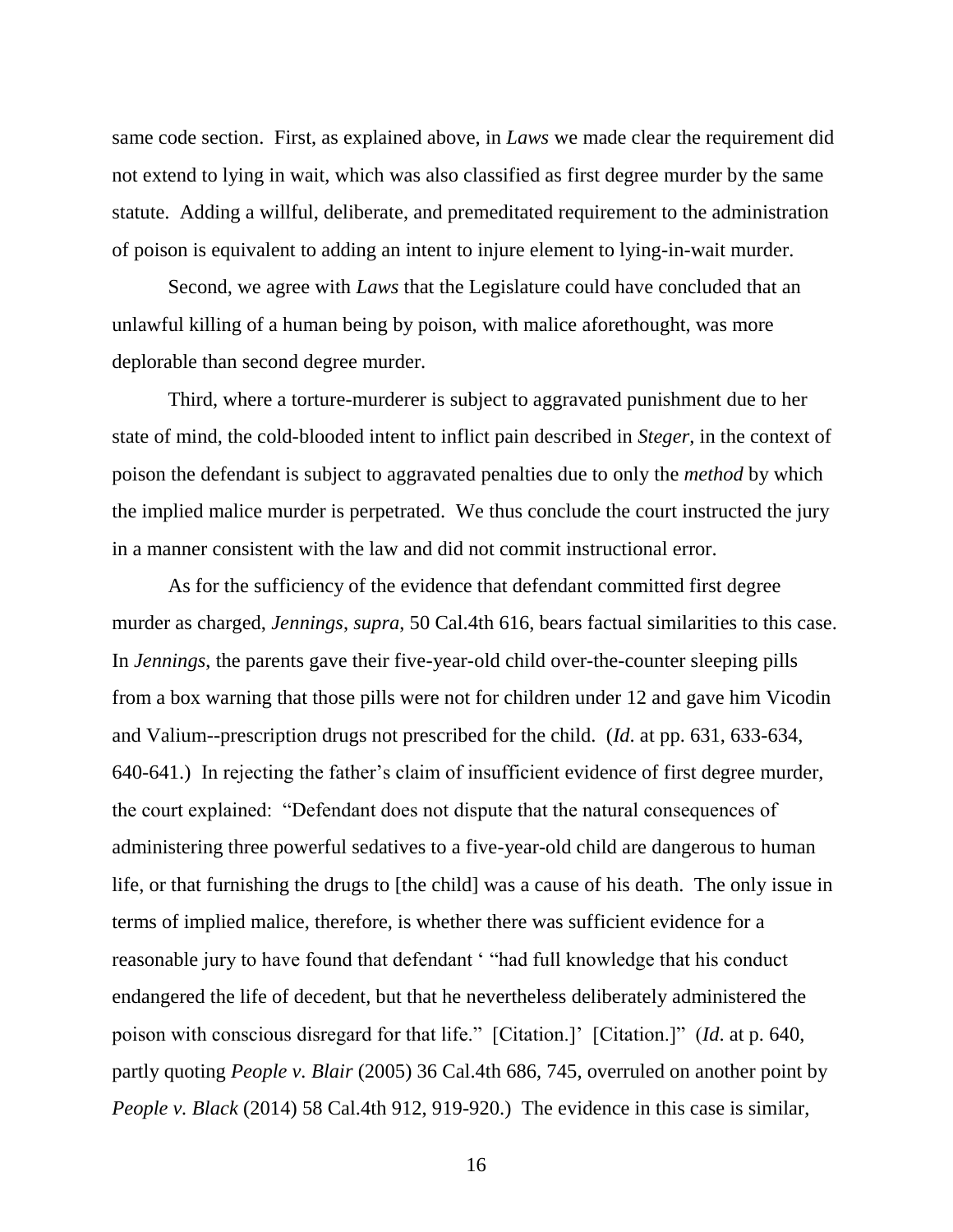same code section. First, as explained above, in *Laws* we made clear the requirement did not extend to lying in wait, which was also classified as first degree murder by the same statute. Adding a willful, deliberate, and premeditated requirement to the administration of poison is equivalent to adding an intent to injure element to lying-in-wait murder.

Second, we agree with *Laws* that the Legislature could have concluded that an unlawful killing of a human being by poison, with malice aforethought, was more deplorable than second degree murder.

Third, where a torture-murderer is subject to aggravated punishment due to her state of mind, the cold-blooded intent to inflict pain described in *Steger*, in the context of poison the defendant is subject to aggravated penalties due to only the *method* by which the implied malice murder is perpetrated. We thus conclude the court instructed the jury in a manner consistent with the law and did not commit instructional error.

As for the sufficiency of the evidence that defendant committed first degree murder as charged, *Jennings*, *supra*, 50 Cal.4th 616, bears factual similarities to this case. In *Jennings*, the parents gave their five-year-old child over-the-counter sleeping pills from a box warning that those pills were not for children under 12 and gave him Vicodin and Valium--prescription drugs not prescribed for the child. (*Id*. at pp. 631, 633-634, 640-641.) In rejecting the father's claim of insufficient evidence of first degree murder, the court explained: "Defendant does not dispute that the natural consequences of administering three powerful sedatives to a five-year-old child are dangerous to human life, or that furnishing the drugs to [the child] was a cause of his death. The only issue in terms of implied malice, therefore, is whether there was sufficient evidence for a reasonable jury to have found that defendant ' "had full knowledge that his conduct endangered the life of decedent, but that he nevertheless deliberately administered the poison with conscious disregard for that life." [Citation.]' [Citation.]" (*Id*. at p. 640, partly quoting *People v. Blair* (2005) 36 Cal.4th 686, 745, overruled on another point by *People v. Black* (2014) 58 Cal.4th 912, 919-920.) The evidence in this case is similar,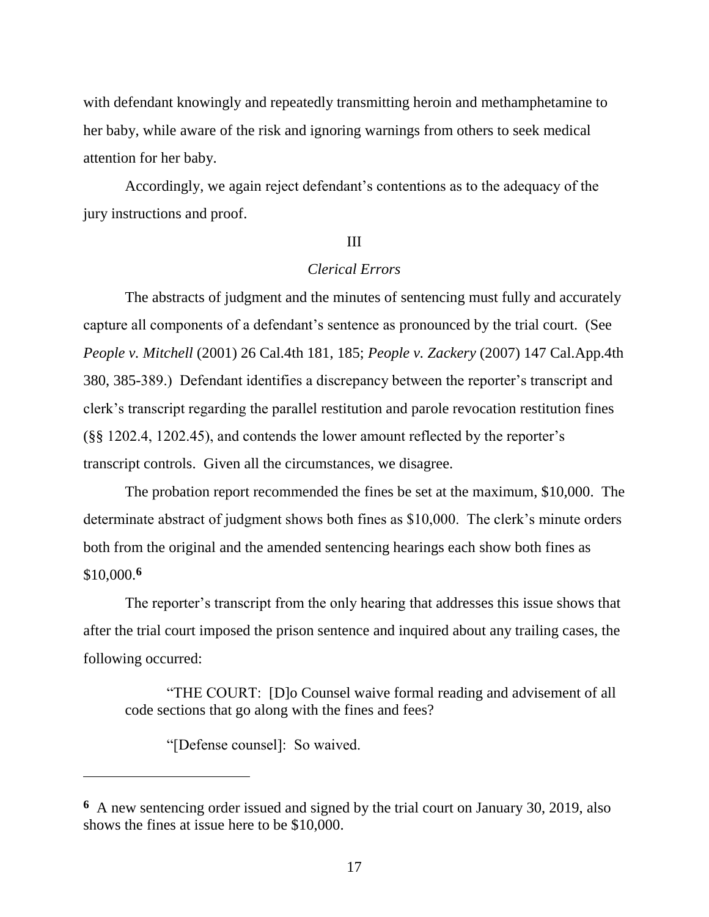with defendant knowingly and repeatedly transmitting heroin and methamphetamine to her baby, while aware of the risk and ignoring warnings from others to seek medical attention for her baby.

Accordingly, we again reject defendant's contentions as to the adequacy of the jury instructions and proof.

III

*Clerical Errors*

The abstracts of judgment and the minutes of sentencing must fully and accurately capture all components of a defendant's sentence as pronounced by the trial court. (See *People v. Mitchell* (2001) 26 Cal.4th 181, 185; *People v. Zackery* (2007) 147 Cal.App.4th 380, 385-389.) Defendant identifies a discrepancy between the reporter's transcript and clerk's transcript regarding the parallel restitution and parole revocation restitution fines (§§ 1202.4, 1202.45), and contends the lower amount reflected by the reporter's transcript controls. Given all the circumstances, we disagree.

The probation report recommended the fines be set at the maximum, $10,000. The determinate abstract of judgment shows both fines as $10,000. The clerk's minute orders both from the original and the amended sentencing hearings each show both fines as $10,000.[6]

The reporter's transcript from the only hearing that addresses this issue shows that after the trial court imposed the prison sentence and inquired about any trailing cases, the following occurred:

> "THE COURT: [D]o Counsel waive formal reading and advisement of all code sections that go along with the fines and fees?
>
> "[Defense counsel]: So waived.

---

[6] A new sentencing order issued and signed by the trial court on January 30, 2019, also shows the fines at issue here to be $10,000.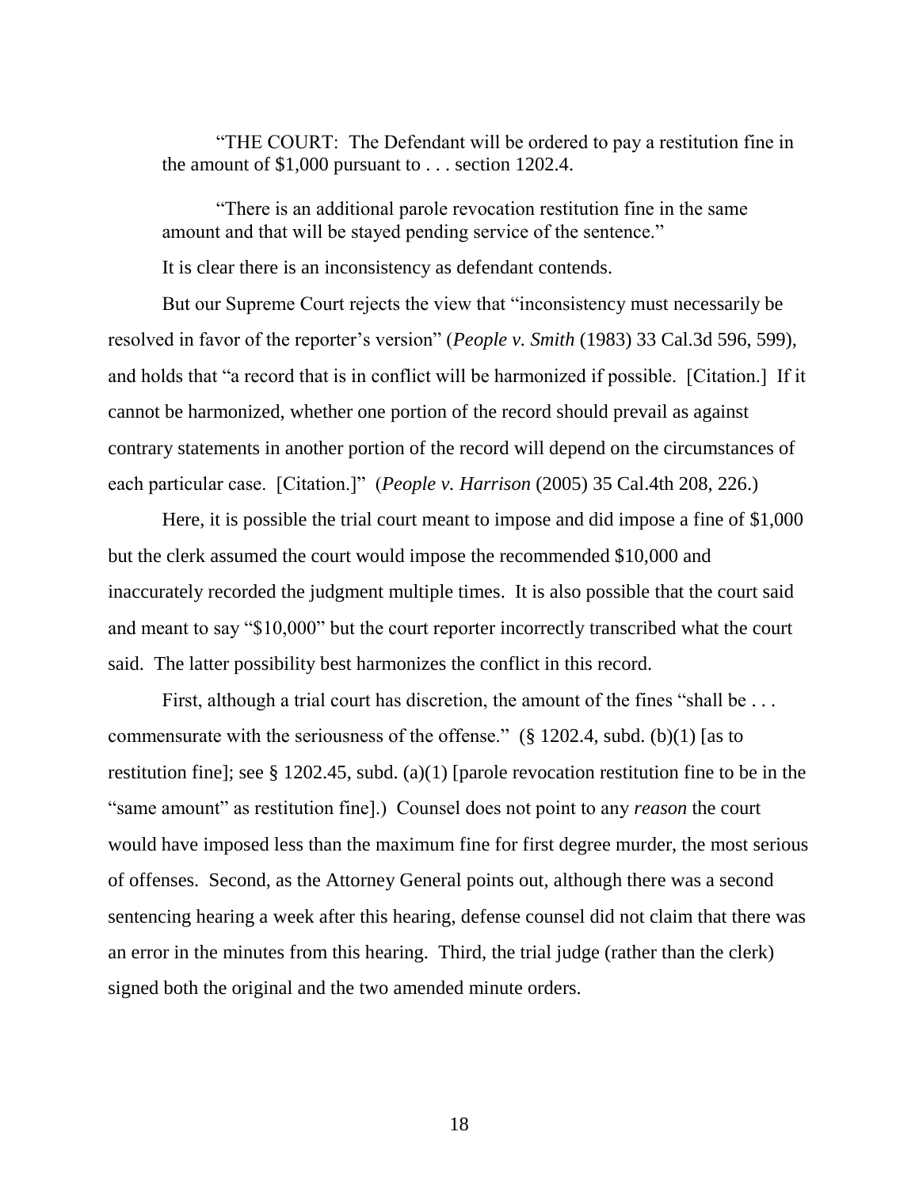"THE COURT: The Defendant will be ordered to pay a restitution fine in the amount of $1,000 pursuant to . . . section 1202.4.

"There is an additional parole revocation restitution fine in the same amount and that will be stayed pending service of the sentence."

It is clear there is an inconsistency as defendant contends.

But our Supreme Court rejects the view that "inconsistency must necessarily be resolved in favor of the reporter's version" (*People v. Smith* (1983) 33 Cal.3d 596, 599), and holds that "a record that is in conflict will be harmonized if possible. [Citation.] If it cannot be harmonized, whether one portion of the record should prevail as against contrary statements in another portion of the record will depend on the circumstances of each particular case. [Citation.]" (*People v. Harrison* (2005) 35 Cal.4th 208, 226.)

Here, it is possible the trial court meant to impose and did impose a fine of $1,000 but the clerk assumed the court would impose the recommended $10,000 and inaccurately recorded the judgment multiple times. It is also possible that the court said and meant to say "$10,000" but the court reporter incorrectly transcribed what the court said. The latter possibility best harmonizes the conflict in this record.

First, although a trial court has discretion, the amount of the fines "shall be . . . commensurate with the seriousness of the offense." (§ 1202.4, subd. (b)(1) [as to restitution fine]; see § 1202.45, subd. (a)(1) [parole revocation restitution fine to be in the "same amount" as restitution fine].) Counsel does not point to any *reason* the court would have imposed less than the maximum fine for first degree murder, the most serious of offenses. Second, as the Attorney General points out, although there was a second sentencing hearing a week after this hearing, defense counsel did not claim that there was an error in the minutes from this hearing. Third, the trial judge (rather than the clerk) signed both the original and the two amended minute orders.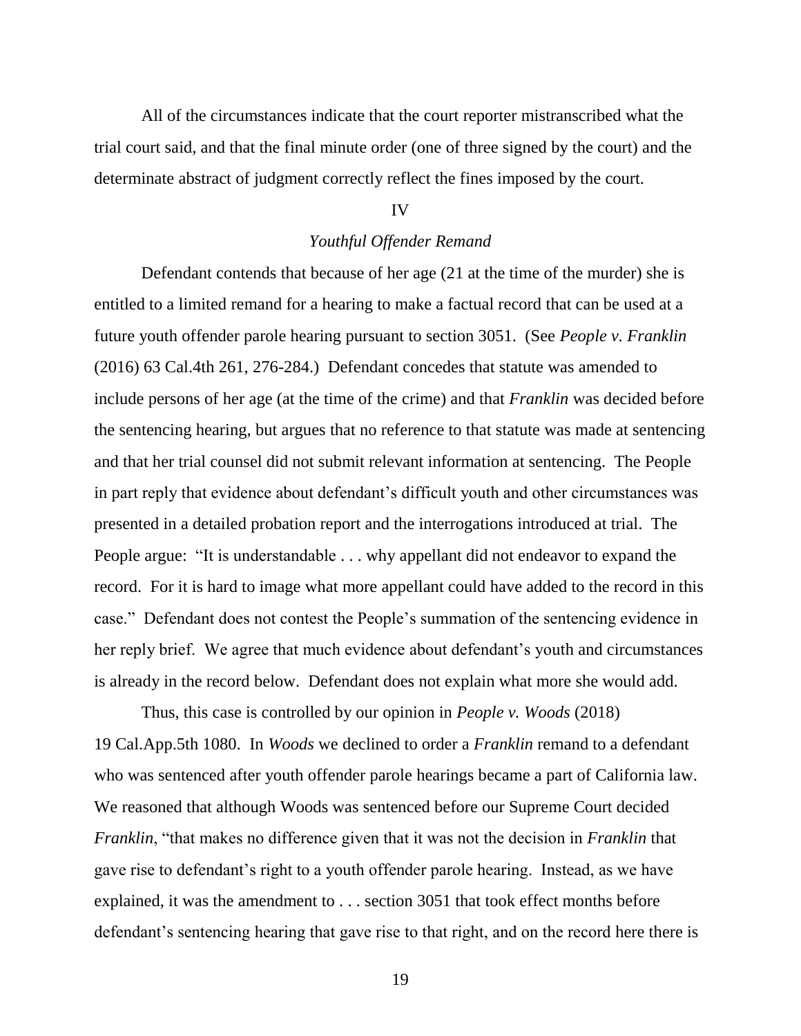All of the circumstances indicate that the court reporter mistranscribed what the trial court said, and that the final minute order (one of three signed by the court) and the determinate abstract of judgment correctly reflect the fines imposed by the court.

IV

*Youthful Offender Remand*

Defendant contends that because of her age (21 at the time of the murder) she is entitled to a limited remand for a hearing to make a factual record that can be used at a future youth offender parole hearing pursuant to section 3051. (See *People v. Franklin* (2016) 63 Cal.4th 261, 276-284.) Defendant concedes that statute was amended to include persons of her age (at the time of the crime) and that *Franklin* was decided before the sentencing hearing, but argues that no reference to that statute was made at sentencing and that her trial counsel did not submit relevant information at sentencing. The People in part reply that evidence about defendant's difficult youth and other circumstances was presented in a detailed probation report and the interrogations introduced at trial. The People argue: "It is understandable . . . why appellant did not endeavor to expand the record. For it is hard to image what more appellant could have added to the record in this case." Defendant does not contest the People's summation of the sentencing evidence in her reply brief. We agree that much evidence about defendant's youth and circumstances is already in the record below. Defendant does not explain what more she would add.

Thus, this case is controlled by our opinion in *People v. Woods* (2018) 19 Cal.App.5th 1080. In *Woods* we declined to order a *Franklin* remand to a defendant who was sentenced after youth offender parole hearings became a part of California law. We reasoned that although Woods was sentenced before our Supreme Court decided *Franklin*, "that makes no difference given that it was not the decision in *Franklin* that gave rise to defendant's right to a youth offender parole hearing. Instead, as we have explained, it was the amendment to . . . section 3051 that took effect months before defendant's sentencing hearing that gave rise to that right, and on the record here there is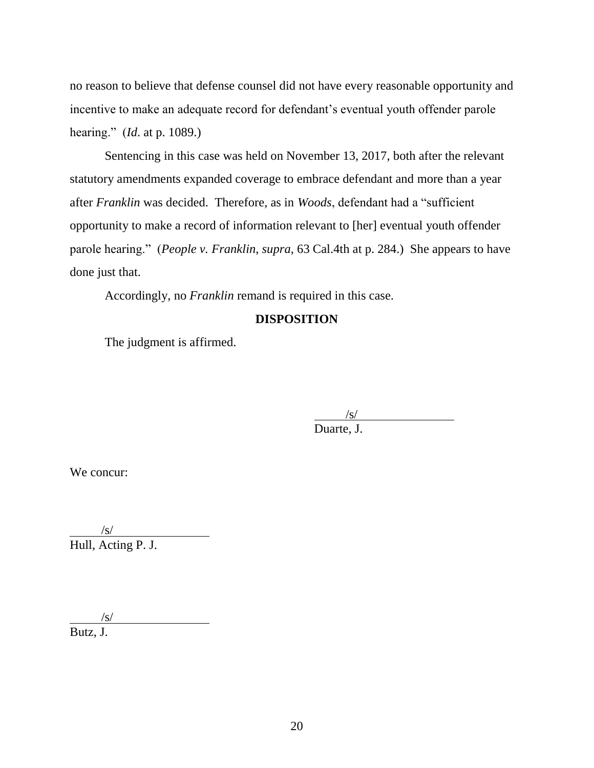no reason to believe that defense counsel did not have every reasonable opportunity and incentive to make an adequate record for defendant's eventual youth offender parole hearing." (*Id.* at p. 1089.)

Sentencing in this case was held on November 13, 2017, both after the relevant statutory amendments expanded coverage to embrace defendant and more than a year after *Franklin* was decided. Therefore, as in *Woods*, defendant had a "sufficient opportunity to make a record of information relevant to [her] eventual youth offender parole hearing." (*People v. Franklin*, *supra*, 63 Cal.4th at p. 284.) She appears to have done just that.

Accordingly, no *Franklin* remand is required in this case.

**DISPOSITION**

The judgment is affirmed.

/s/
Duarte, J.

We concur:

/s/
Hull, Acting P. J.

/s/
Butz, J.